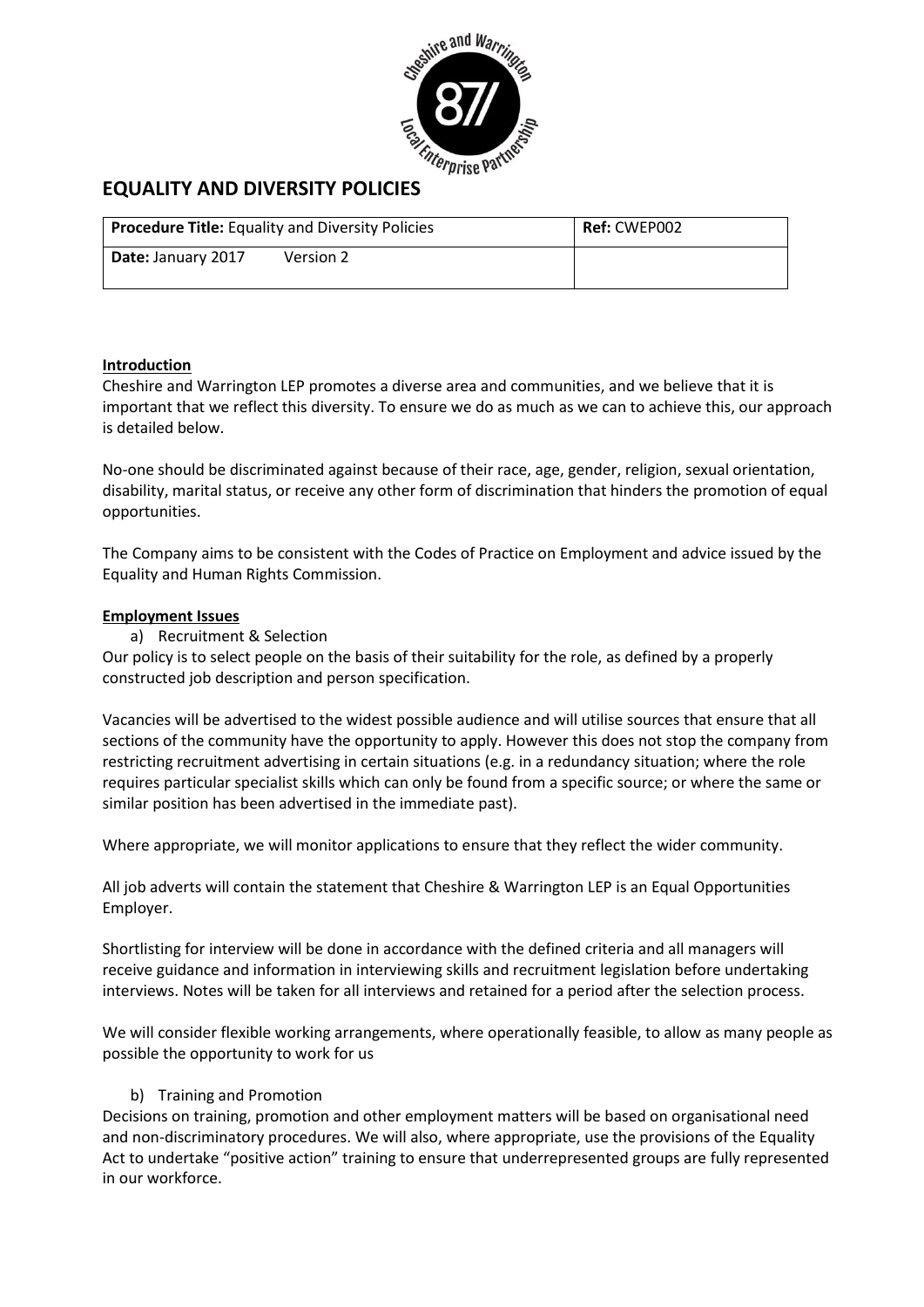# EQUALITY AND DIVERSITY POLICIES

| **Procedure Title:** Equality and Diversity Policies | **Ref:** CWEP002 |
| --- | --- |
| **Date:** January 2017     Version 2 | |

**Introduction**

Cheshire and Warrington LEP promotes a diverse area and communities, and we believe that it is important that we reflect this diversity. To ensure we do as much as we can to achieve this, our approach is detailed below.

No-one should be discriminated against because of their race, age, gender, religion, sexual orientation, disability, marital status, or receive any other form of discrimination that hinders the promotion of equal opportunities.

The Company aims to be consistent with the Codes of Practice on Employment and advice issued by the Equality and Human Rights Commission.

**Employment Issues**

a) Recruitment & Selection

Our policy is to select people on the basis of their suitability for the role, as defined by a properly constructed job description and person specification.

Vacancies will be advertised to the widest possible audience and will utilise sources that ensure that all sections of the community have the opportunity to apply. However this does not stop the company from restricting recruitment advertising in certain situations (e.g. in a redundancy situation; where the role requires particular specialist skills which can only be found from a specific source; or where the same or similar position has been advertised in the immediate past).

Where appropriate, we will monitor applications to ensure that they reflect the wider community.

All job adverts will contain the statement that Cheshire & Warrington LEP is an Equal Opportunities Employer.

Shortlisting for interview will be done in accordance with the defined criteria and all managers will receive guidance and information in interviewing skills and recruitment legislation before undertaking interviews. Notes will be taken for all interviews and retained for a period after the selection process.

We will consider flexible working arrangements, where operationally feasible, to allow as many people as possible the opportunity to work for us

b) Training and Promotion

Decisions on training, promotion and other employment matters will be based on organisational need and non-discriminatory procedures. We will also, where appropriate, use the provisions of the Equality Act to undertake "positive action" training to ensure that underrepresented groups are fully represented in our workforce.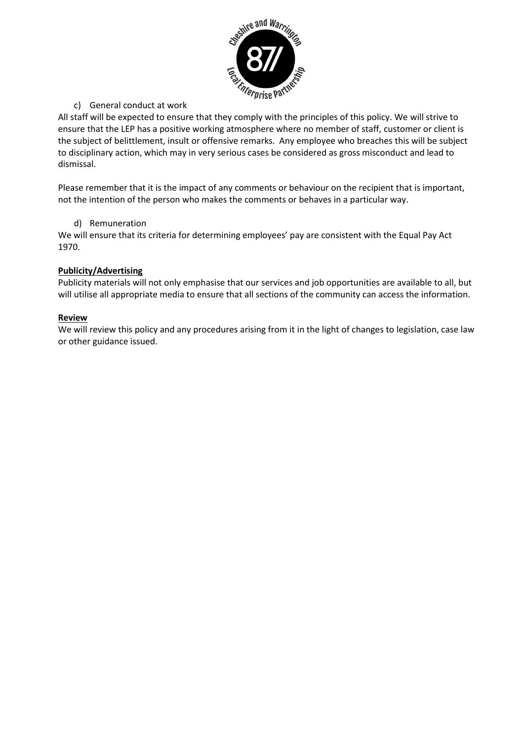c) General conduct at work

All staff will be expected to ensure that they comply with the principles of this policy. We will strive to ensure that the LEP has a positive working atmosphere where no member of staff, customer or client is the subject of belittlement, insult or offensive remarks. Any employee who breaches this will be subject to disciplinary action, which may in very serious cases be considered as gross misconduct and lead to dismissal.

Please remember that it is the impact of any comments or behaviour on the recipient that is important, not the intention of the person who makes the comments or behaves in a particular way.

d) Remuneration

We will ensure that its criteria for determining employees' pay are consistent with the Equal Pay Act 1970.

**Publicity/Advertising**

Publicity materials will not only emphasise that our services and job opportunities are available to all, but will utilise all appropriate media to ensure that all sections of the community can access the information.

**Review**

We will review this policy and any procedures arising from it in the light of changes to legislation, case law or other guidance issued.